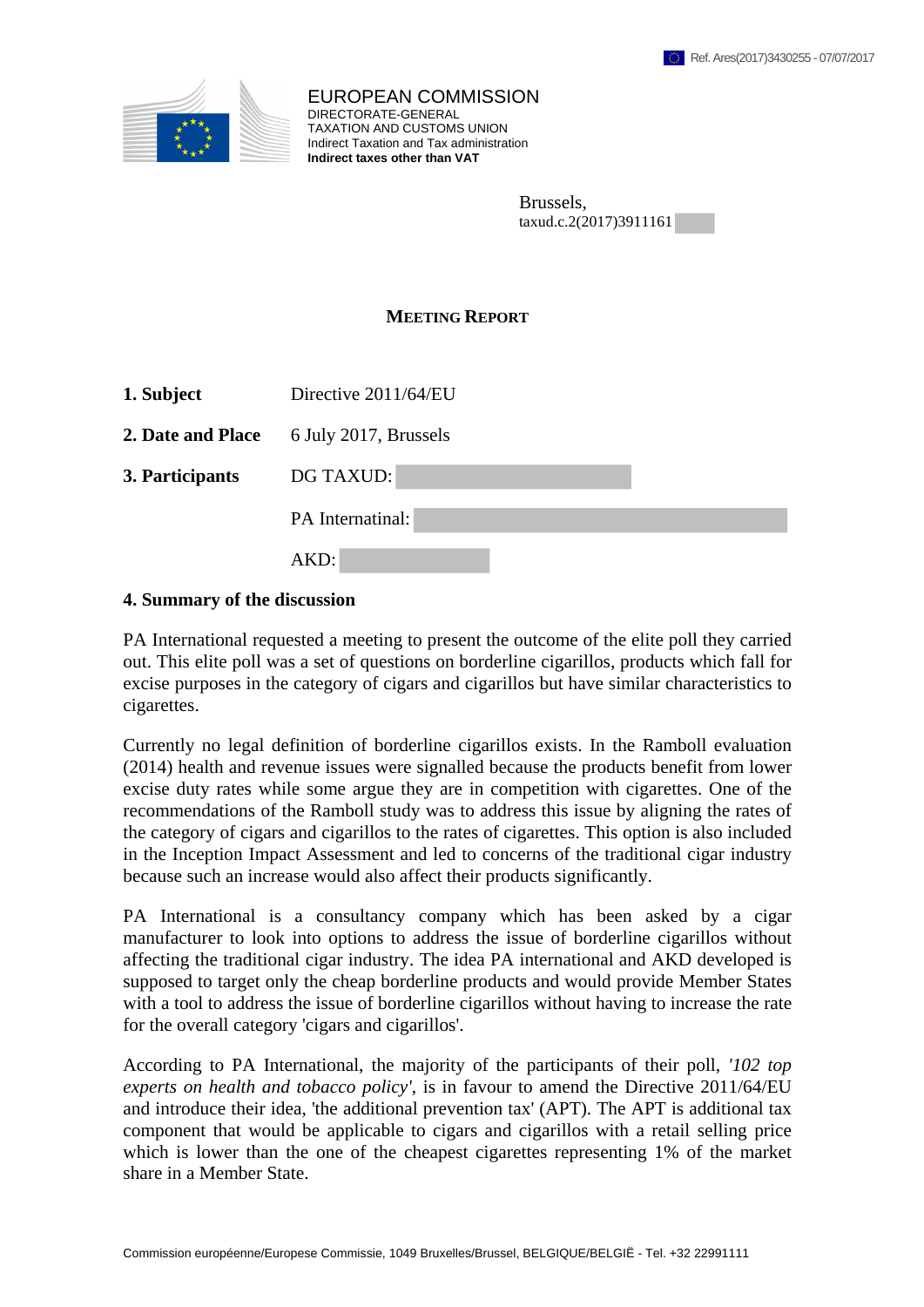Ref. Ares(2017)3430255 - 07/07/2017

EUROPEAN COMMISSION
DIRECTORATE-GENERAL
TAXATION AND CUSTOMS UNION
Indirect Taxation and Tax administration
**Indirect taxes other than VAT**

Brussels,
taxud.c.2(2017)3911161

# MEETING REPORT

| | |
|---|---|
| **1. Subject** | Directive 2011/64/EU |
| **2. Date and Place** | 6 July 2017, Brussels |
| **3. Participants** | DG TAXUD: |
| | PA Internatinal: |
| | AKD: |

## 4. Summary of the discussion

PA International requested a meeting to present the outcome of the elite poll they carried out. This elite poll was a set of questions on borderline cigarillos, products which fall for excise purposes in the category of cigars and cigarillos but have similar characteristics to cigarettes.

Currently no legal definition of borderline cigarillos exists. In the Ramboll evaluation (2014) health and revenue issues were signalled because the products benefit from lower excise duty rates while some argue they are in competition with cigarettes. One of the recommendations of the Ramboll study was to address this issue by aligning the rates of the category of cigars and cigarillos to the rates of cigarettes. This option is also included in the Inception Impact Assessment and led to concerns of the traditional cigar industry because such an increase would also affect their products significantly.

PA International is a consultancy company which has been asked by a cigar manufacturer to look into options to address the issue of borderline cigarillos without affecting the traditional cigar industry. The idea PA international and AKD developed is supposed to target only the cheap borderline products and would provide Member States with a tool to address the issue of borderline cigarillos without having to increase the rate for the overall category 'cigars and cigarillos'.

According to PA International, the majority of the participants of their poll, *'102 top experts on health and tobacco policy'*, is in favour to amend the Directive 2011/64/EU and introduce their idea, 'the additional prevention tax' (APT). The APT is additional tax component that would be applicable to cigars and cigarillos with a retail selling price which is lower than the one of the cheapest cigarettes representing 1% of the market share in a Member State.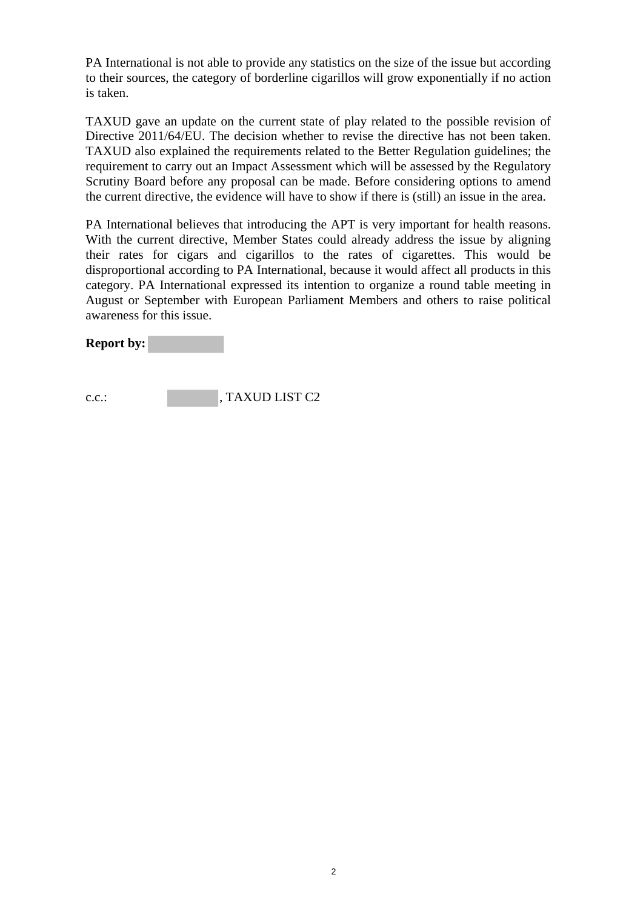PA International is not able to provide any statistics on the size of the issue but according to their sources, the category of borderline cigarillos will grow exponentially if no action is taken.

TAXUD gave an update on the current state of play related to the possible revision of Directive 2011/64/EU. The decision whether to revise the directive has not been taken. TAXUD also explained the requirements related to the Better Regulation guidelines; the requirement to carry out an Impact Assessment which will be assessed by the Regulatory Scrutiny Board before any proposal can be made. Before considering options to amend the current directive, the evidence will have to show if there is (still) an issue in the area.

PA International believes that introducing the APT is very important for health reasons. With the current directive, Member States could already address the issue by aligning their rates for cigars and cigarillos to the rates of cigarettes. This would be disproportional according to PA International, because it would affect all products in this category. PA International expressed its intention to organize a round table meeting in August or September with European Parliament Members and others to raise political awareness for this issue.

**Report by:**

c.c.: , TAXUD LIST C2